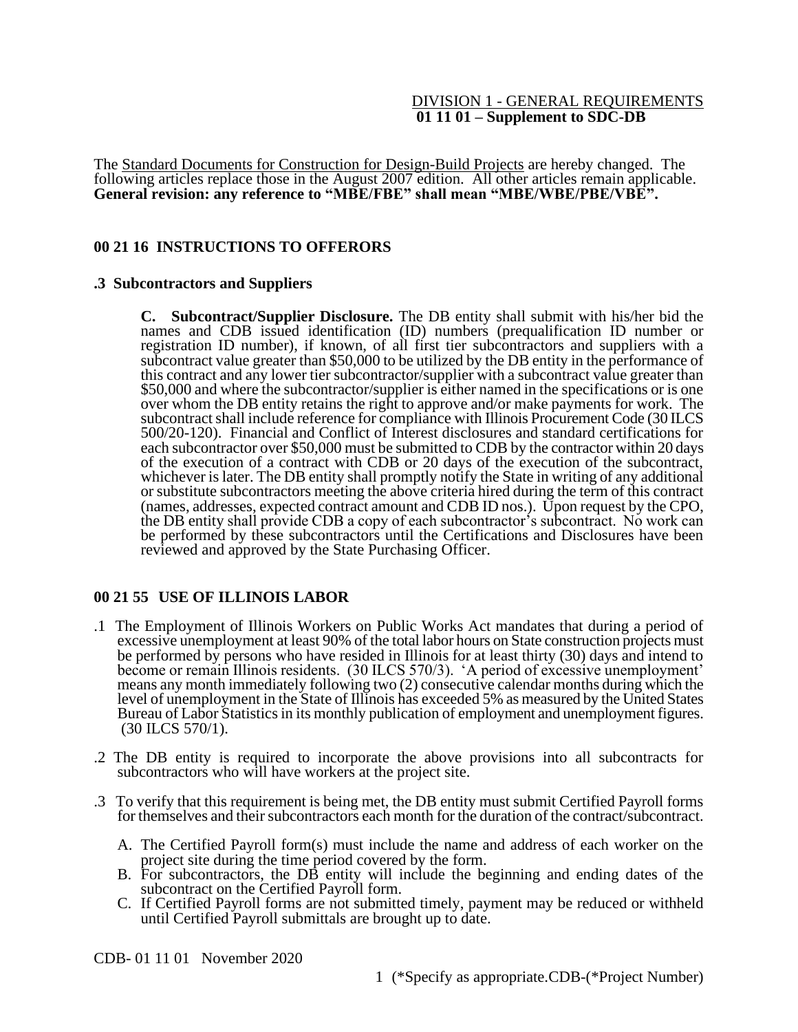DIVISION 1 - GENERAL REQUIREMENTS
**01 11 01 – Supplement to SDC-DB**

The Standard Documents for Construction for Design-Build Projects are hereby changed. The following articles replace those in the August 2007 edition. All other articles remain applicable. **General revision: any reference to "MBE/FBE" shall mean "MBE/WBE/PBE/VBE".**

## 00 21 16 INSTRUCTIONS TO OFFERORS

### .3 Subcontractors and Suppliers

**C. Subcontract/Supplier Disclosure.** The DB entity shall submit with his/her bid the names and CDB issued identification (ID) numbers (prequalification ID number or registration ID number), if known, of all first tier subcontractors and suppliers with a subcontract value greater than $50,000 to be utilized by the DB entity in the performance of this contract and any lower tier subcontractor/supplier with a subcontract value greater than $50,000 and where the subcontractor/supplier is either named in the specifications or is one over whom the DB entity retains the right to approve and/or make payments for work. The subcontract shall include reference for compliance with Illinois Procurement Code (30 ILCS 500/20-120). Financial and Conflict of Interest disclosures and standard certifications for each subcontractor over $50,000 must be submitted to CDB by the contractor within 20 days of the execution of a contract with CDB or 20 days of the execution of the subcontract, whichever is later. The DB entity shall promptly notify the State in writing of any additional or substitute subcontractors meeting the above criteria hired during the term of this contract (names, addresses, expected contract amount and CDB ID nos.). Upon request by the CPO, the DB entity shall provide CDB a copy of each subcontractor's subcontract. No work can be performed by these subcontractors until the Certifications and Disclosures have been reviewed and approved by the State Purchasing Officer.

## 00 21 55 USE OF ILLINOIS LABOR

.1 The Employment of Illinois Workers on Public Works Act mandates that during a period of excessive unemployment at least 90% of the total labor hours on State construction projects must be performed by persons who have resided in Illinois for at least thirty (30) days and intend to become or remain Illinois residents. (30 ILCS 570/3). 'A period of excessive unemployment' means any month immediately following two (2) consecutive calendar months during which the level of unemployment in the State of Illinois has exceeded 5% as measured by the United States Bureau of Labor Statistics in its monthly publication of employment and unemployment figures. (30 ILCS 570/1).

.2 The DB entity is required to incorporate the above provisions into all subcontracts for subcontractors who will have workers at the project site.

.3 To verify that this requirement is being met, the DB entity must submit Certified Payroll forms for themselves and their subcontractors each month for the duration of the contract/subcontract.

A. The Certified Payroll form(s) must include the name and address of each worker on the project site during the time period covered by the form.
B. For subcontractors, the DB entity will include the beginning and ending dates of the subcontract on the Certified Payroll form.
C. If Certified Payroll forms are not submitted timely, payment may be reduced or withheld until Certified Payroll submittals are brought up to date.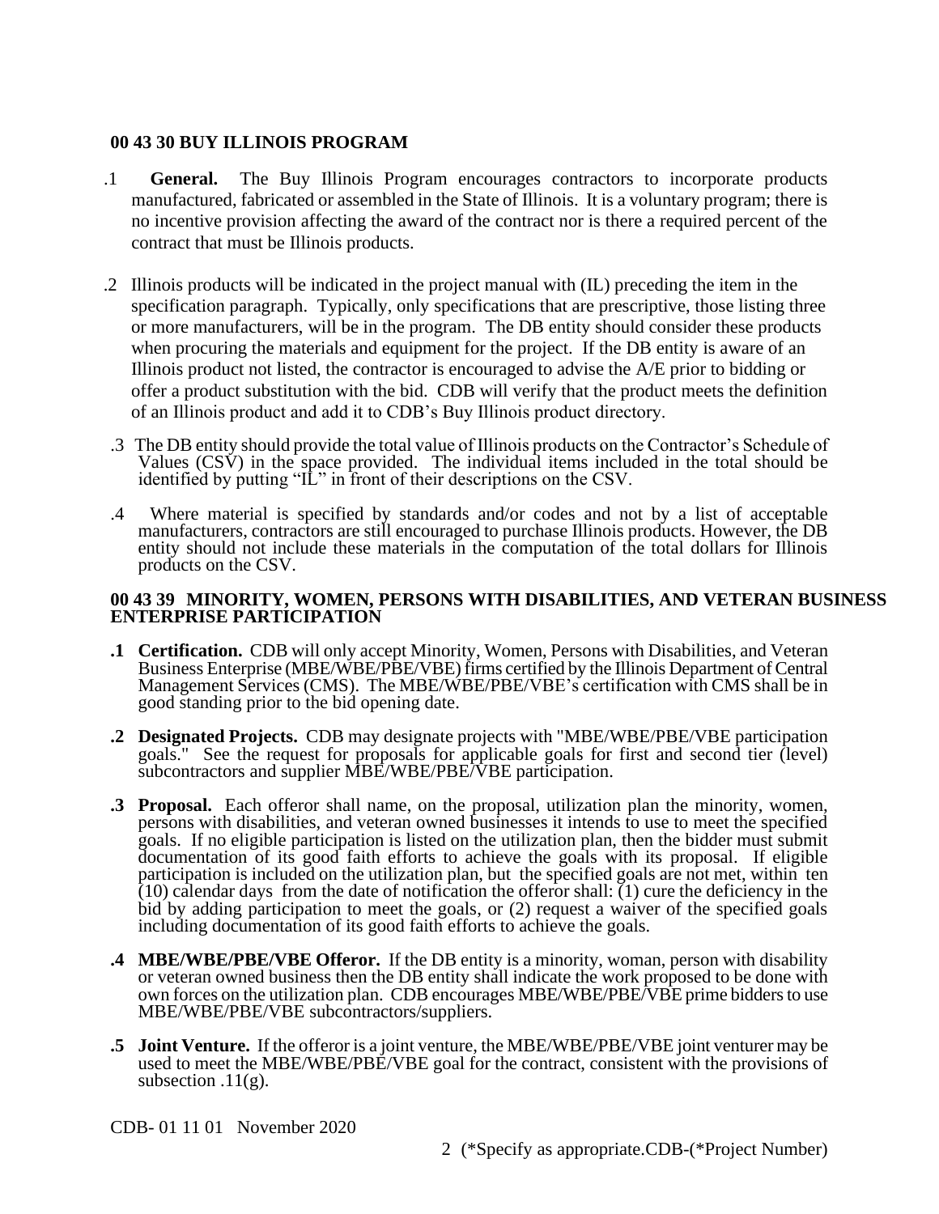## 00 43 30 BUY ILLINOIS PROGRAM

.1 **General.** The Buy Illinois Program encourages contractors to incorporate products manufactured, fabricated or assembled in the State of Illinois. It is a voluntary program; there is no incentive provision affecting the award of the contract nor is there a required percent of the contract that must be Illinois products.

.2 Illinois products will be indicated in the project manual with (IL) preceding the item in the specification paragraph. Typically, only specifications that are prescriptive, those listing three or more manufacturers, will be in the program. The DB entity should consider these products when procuring the materials and equipment for the project. If the DB entity is aware of an Illinois product not listed, the contractor is encouraged to advise the A/E prior to bidding or offer a product substitution with the bid. CDB will verify that the product meets the definition of an Illinois product and add it to CDB's Buy Illinois product directory.

.3 The DB entity should provide the total value of Illinois products on the Contractor's Schedule of Values (CSV) in the space provided. The individual items included in the total should be identified by putting "IL" in front of their descriptions on the CSV.

.4 Where material is specified by standards and/or codes and not by a list of acceptable manufacturers, contractors are still encouraged to purchase Illinois products. However, the DB entity should not include these materials in the computation of the total dollars for Illinois products on the CSV.

## 00 43 39 MINORITY, WOMEN, PERSONS WITH DISABILITIES, AND VETERAN BUSINESS ENTERPRISE PARTICIPATION

**.1 Certification.** CDB will only accept Minority, Women, Persons with Disabilities, and Veteran Business Enterprise (MBE/WBE/PBE/VBE) firms certified by the Illinois Department of Central Management Services (CMS). The MBE/WBE/PBE/VBE's certification with CMS shall be in good standing prior to the bid opening date.

**.2 Designated Projects.** CDB may designate projects with "MBE/WBE/PBE/VBE participation goals." See the request for proposals for applicable goals for first and second tier (level) subcontractors and supplier MBE/WBE/PBE/VBE participation.

**.3 Proposal.** Each offeror shall name, on the proposal, utilization plan the minority, women, persons with disabilities, and veteran owned businesses it intends to use to meet the specified goals. If no eligible participation is listed on the utilization plan, then the bidder must submit documentation of its good faith efforts to achieve the goals with its proposal. If eligible participation is included on the utilization plan, but the specified goals are not met, within ten (10) calendar days from the date of notification the offeror shall: (1) cure the deficiency in the bid by adding participation to meet the goals, or (2) request a waiver of the specified goals including documentation of its good faith efforts to achieve the goals.

**.4 MBE/WBE/PBE/VBE Offeror.** If the DB entity is a minority, woman, person with disability or veteran owned business then the DB entity shall indicate the work proposed to be done with own forces on the utilization plan. CDB encourages MBE/WBE/PBE/VBE prime bidders to use MBE/WBE/PBE/VBE subcontractors/suppliers.

**.5 Joint Venture.** If the offeror is a joint venture, the MBE/WBE/PBE/VBE joint venturer may be used to meet the MBE/WBE/PBE/VBE goal for the contract, consistent with the provisions of subsection .11(g).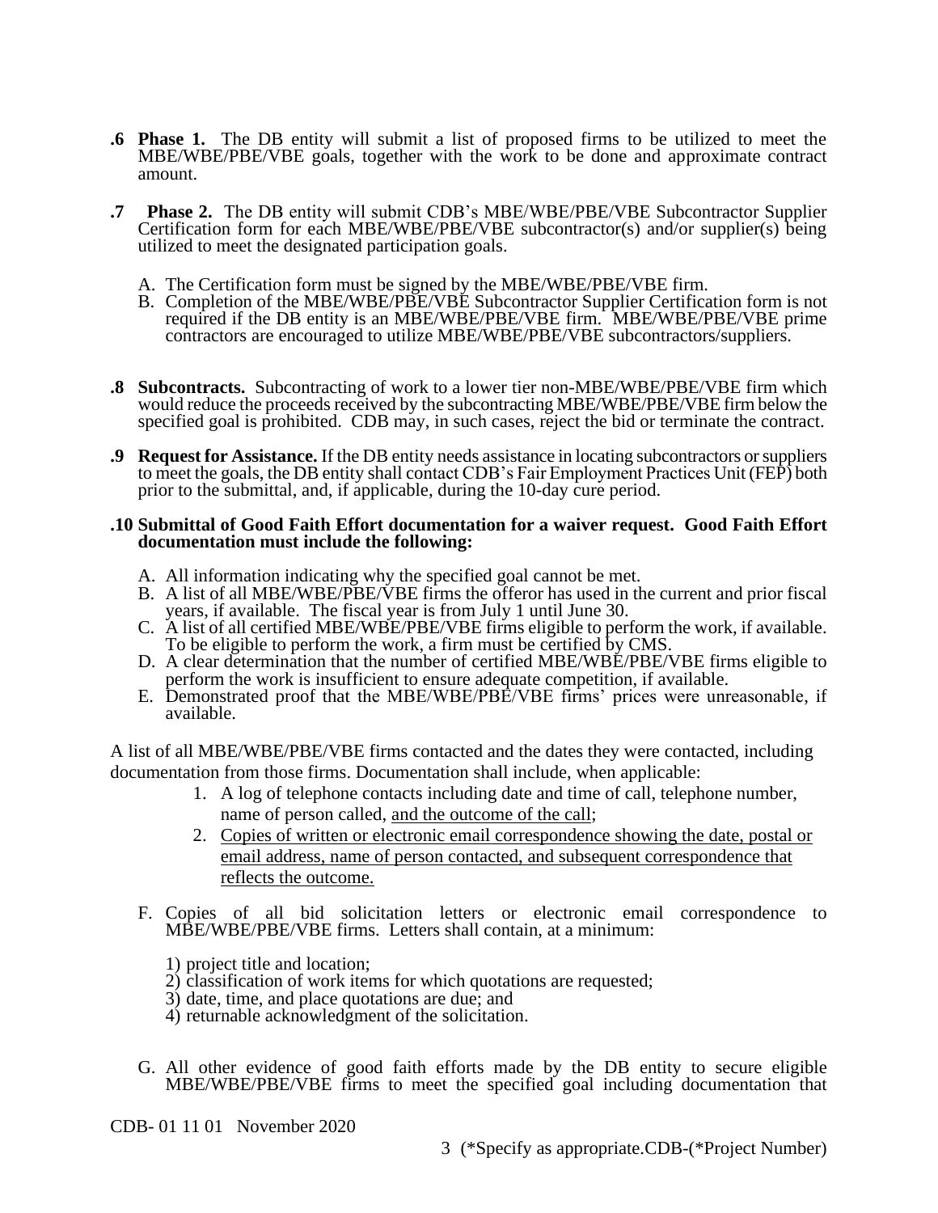**.6 Phase 1.** The DB entity will submit a list of proposed firms to be utilized to meet the MBE/WBE/PBE/VBE goals, together with the work to be done and approximate contract amount.

**.7 Phase 2.** The DB entity will submit CDB's MBE/WBE/PBE/VBE Subcontractor Supplier Certification form for each MBE/WBE/PBE/VBE subcontractor(s) and/or supplier(s) being utilized to meet the designated participation goals.

A. The Certification form must be signed by the MBE/WBE/PBE/VBE firm.
B. Completion of the MBE/WBE/PBE/VBE Subcontractor Supplier Certification form is not required if the DB entity is an MBE/WBE/PBE/VBE firm. MBE/WBE/PBE/VBE prime contractors are encouraged to utilize MBE/WBE/PBE/VBE subcontractors/suppliers.

**.8 Subcontracts.** Subcontracting of work to a lower tier non-MBE/WBE/PBE/VBE firm which would reduce the proceeds received by the subcontracting MBE/WBE/PBE/VBE firm below the specified goal is prohibited. CDB may, in such cases, reject the bid or terminate the contract.

**.9 Request for Assistance.** If the DB entity needs assistance in locating subcontractors or suppliers to meet the goals, the DB entity shall contact CDB's Fair Employment Practices Unit (FEP) both prior to the submittal, and, if applicable, during the 10-day cure period.

**.10 Submittal of Good Faith Effort documentation for a waiver request. Good Faith Effort documentation must include the following:**

A. All information indicating why the specified goal cannot be met.
B. A list of all MBE/WBE/PBE/VBE firms the offeror has used in the current and prior fiscal years, if available. The fiscal year is from July 1 until June 30.
C. A list of all certified MBE/WBE/PBE/VBE firms eligible to perform the work, if available. To be eligible to perform the work, a firm must be certified by CMS.
D. A clear determination that the number of certified MBE/WBE/PBE/VBE firms eligible to perform the work is insufficient to ensure adequate competition, if available.
E. Demonstrated proof that the MBE/WBE/PBE/VBE firms' prices were unreasonable, if available.

A list of all MBE/WBE/PBE/VBE firms contacted and the dates they were contacted, including documentation from those firms. Documentation shall include, when applicable:

1. A log of telephone contacts including date and time of call, telephone number, name of person called, and the outcome of the call;
2. Copies of written or electronic email correspondence showing the date, postal or email address, name of person contacted, and subsequent correspondence that reflects the outcome.

F. Copies of all bid solicitation letters or electronic email correspondence to MBE/WBE/PBE/VBE firms. Letters shall contain, at a minimum:

1) project title and location;
2) classification of work items for which quotations are requested;
3) date, time, and place quotations are due; and
4) returnable acknowledgment of the solicitation.

G. All other evidence of good faith efforts made by the DB entity to secure eligible MBE/WBE/PBE/VBE firms to meet the specified goal including documentation that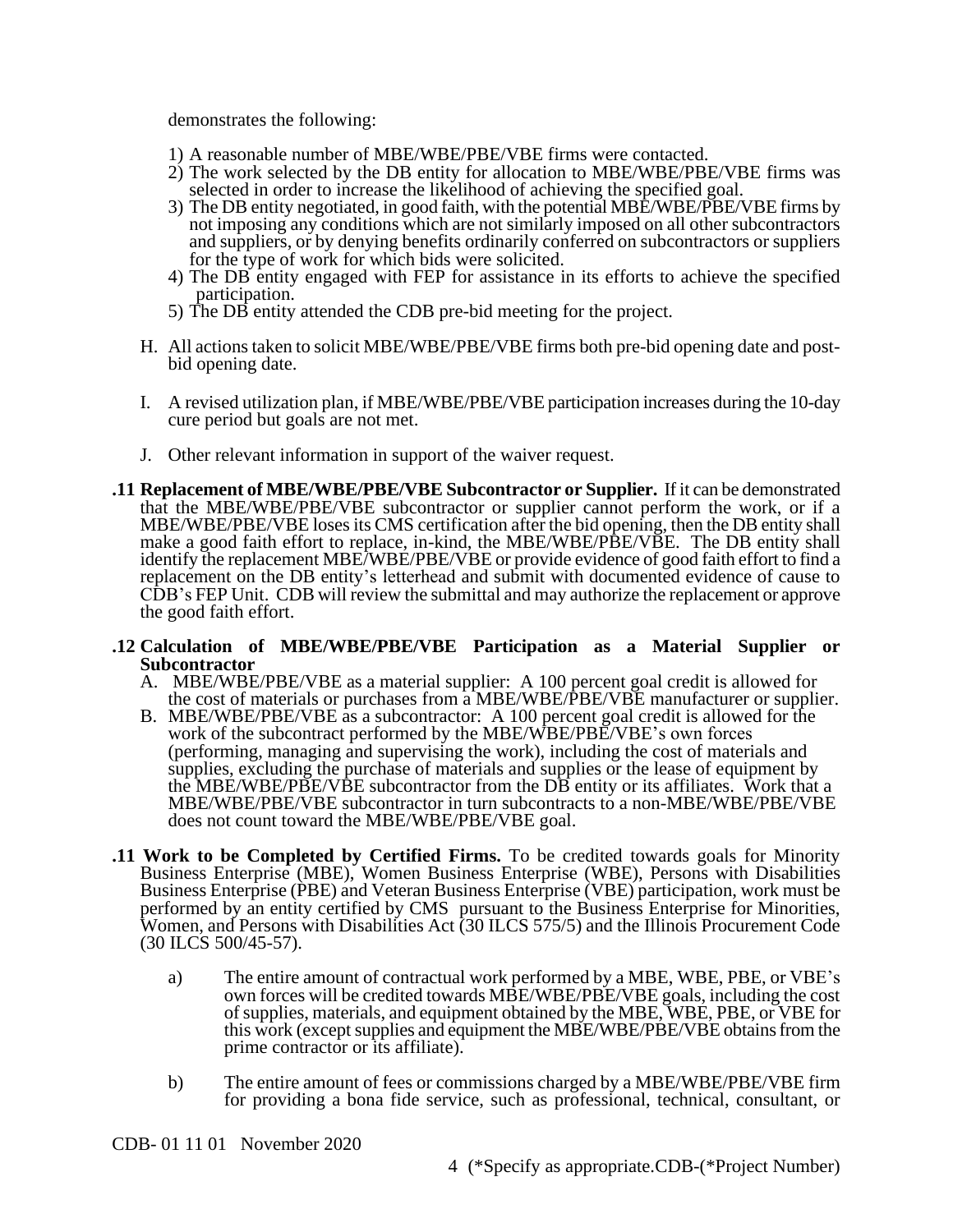demonstrates the following:

1) A reasonable number of MBE/WBE/PBE/VBE firms were contacted.
2) The work selected by the DB entity for allocation to MBE/WBE/PBE/VBE firms was selected in order to increase the likelihood of achieving the specified goal.
3) The DB entity negotiated, in good faith, with the potential MBE/WBE/PBE/VBE firms by not imposing any conditions which are not similarly imposed on all other subcontractors and suppliers, or by denying benefits ordinarily conferred on subcontractors or suppliers for the type of work for which bids were solicited.
4) The DB entity engaged with FEP for assistance in its efforts to achieve the specified participation.
5) The DB entity attended the CDB pre-bid meeting for the project.

H. All actions taken to solicit MBE/WBE/PBE/VBE firms both pre-bid opening date and post-bid opening date.

I. A revised utilization plan, if MBE/WBE/PBE/VBE participation increases during the 10-day cure period but goals are not met.

J. Other relevant information in support of the waiver request.

**.11 Replacement of MBE/WBE/PBE/VBE Subcontractor or Supplier.** If it can be demonstrated that the MBE/WBE/PBE/VBE subcontractor or supplier cannot perform the work, or if a MBE/WBE/PBE/VBE loses its CMS certification after the bid opening, then the DB entity shall make a good faith effort to replace, in-kind, the MBE/WBE/PBE/VBE. The DB entity shall identify the replacement MBE/WBE/PBE/VBE or provide evidence of good faith effort to find a replacement on the DB entity's letterhead and submit with documented evidence of cause to CDB's FEP Unit. CDB will review the submittal and may authorize the replacement or approve the good faith effort.

**.12 Calculation of MBE/WBE/PBE/VBE Participation as a Material Supplier or Subcontractor**

A. MBE/WBE/PBE/VBE as a material supplier: A 100 percent goal credit is allowed for the cost of materials or purchases from a MBE/WBE/PBE/VBE manufacturer or supplier.

B. MBE/WBE/PBE/VBE as a subcontractor: A 100 percent goal credit is allowed for the work of the subcontract performed by the MBE/WBE/PBE/VBE's own forces (performing, managing and supervising the work), including the cost of materials and supplies, excluding the purchase of materials and supplies or the lease of equipment by the MBE/WBE/PBE/VBE subcontractor from the DB entity or its affiliates. Work that a MBE/WBE/PBE/VBE subcontractor in turn subcontracts to a non-MBE/WBE/PBE/VBE does not count toward the MBE/WBE/PBE/VBE goal.

**.11 Work to be Completed by Certified Firms.** To be credited towards goals for Minority Business Enterprise (MBE), Women Business Enterprise (WBE), Persons with Disabilities Business Enterprise (PBE) and Veteran Business Enterprise (VBE) participation, work must be performed by an entity certified by CMS pursuant to the Business Enterprise for Minorities, Women, and Persons with Disabilities Act (30 ILCS 575/5) and the Illinois Procurement Code (30 ILCS 500/45-57).

a) The entire amount of contractual work performed by a MBE, WBE, PBE, or VBE's own forces will be credited towards MBE/WBE/PBE/VBE goals, including the cost of supplies, materials, and equipment obtained by the MBE, WBE, PBE, or VBE for this work (except supplies and equipment the MBE/WBE/PBE/VBE obtains from the prime contractor or its affiliate).

b) The entire amount of fees or commissions charged by a MBE/WBE/PBE/VBE firm for providing a bona fide service, such as professional, technical, consultant, or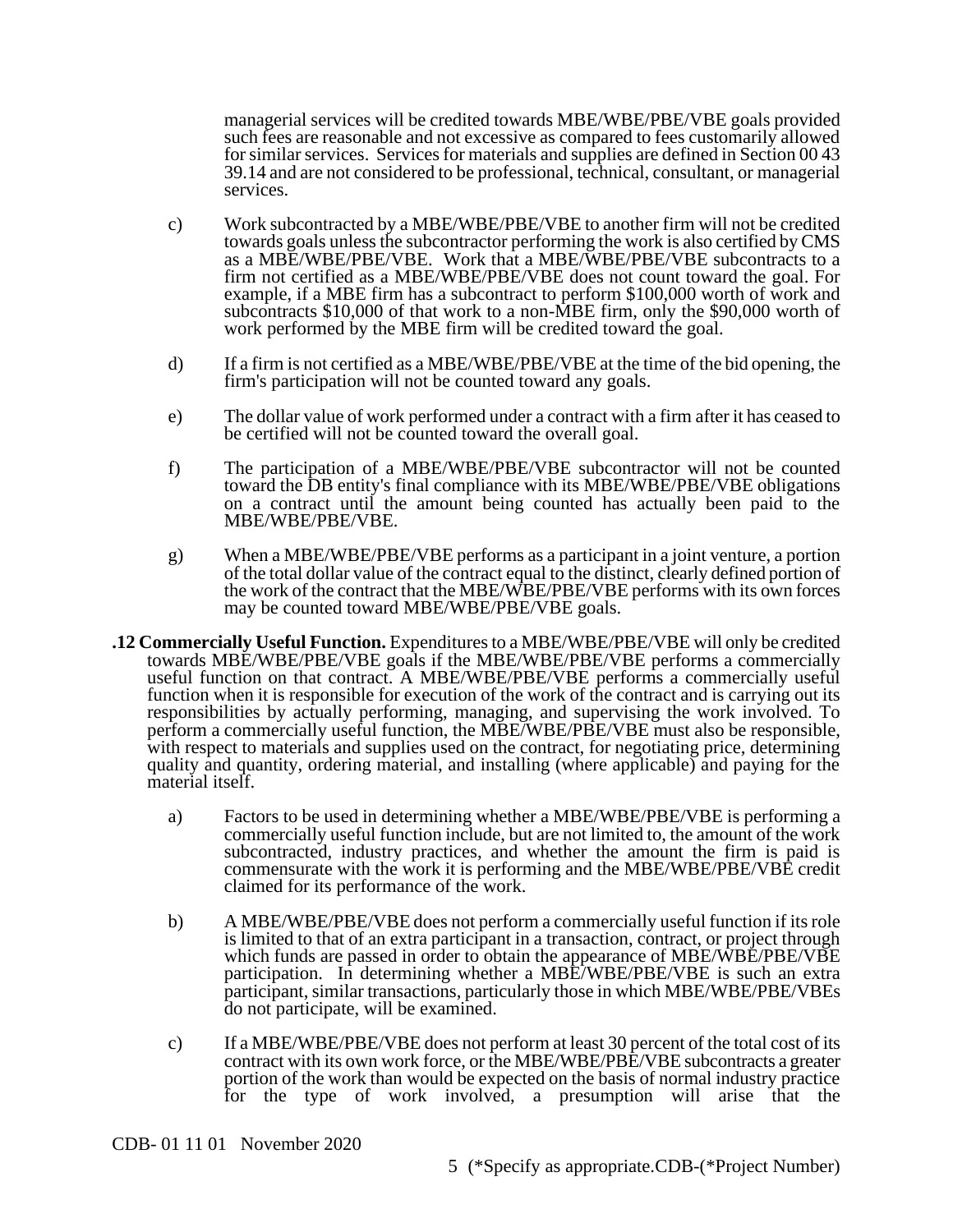managerial services will be credited towards MBE/WBE/PBE/VBE goals provided such fees are reasonable and not excessive as compared to fees customarily allowed for similar services. Services for materials and supplies are defined in Section 00 43 39.14 and are not considered to be professional, technical, consultant, or managerial services.

c) Work subcontracted by a MBE/WBE/PBE/VBE to another firm will not be credited towards goals unless the subcontractor performing the work is also certified by CMS as a MBE/WBE/PBE/VBE. Work that a MBE/WBE/PBE/VBE subcontracts to a firm not certified as a MBE/WBE/PBE/VBE does not count toward the goal. For example, if a MBE firm has a subcontract to perform $100,000 worth of work and subcontracts $10,000 of that work to a non-MBE firm, only the $90,000 worth of work performed by the MBE firm will be credited toward the goal.

d) If a firm is not certified as a MBE/WBE/PBE/VBE at the time of the bid opening, the firm's participation will not be counted toward any goals.

e) The dollar value of work performed under a contract with a firm after it has ceased to be certified will not be counted toward the overall goal.

f) The participation of a MBE/WBE/PBE/VBE subcontractor will not be counted toward the DB entity's final compliance with its MBE/WBE/PBE/VBE obligations on a contract until the amount being counted has actually been paid to the MBE/WBE/PBE/VBE.

g) When a MBE/WBE/PBE/VBE performs as a participant in a joint venture, a portion of the total dollar value of the contract equal to the distinct, clearly defined portion of the work of the contract that the MBE/WBE/PBE/VBE performs with its own forces may be counted toward MBE/WBE/PBE/VBE goals.

**.12 Commercially Useful Function.** Expenditures to a MBE/WBE/PBE/VBE will only be credited towards MBE/WBE/PBE/VBE goals if the MBE/WBE/PBE/VBE performs a commercially useful function on that contract. A MBE/WBE/PBE/VBE performs a commercially useful function when it is responsible for execution of the work of the contract and is carrying out its responsibilities by actually performing, managing, and supervising the work involved. To perform a commercially useful function, the MBE/WBE/PBE/VBE must also be responsible, with respect to materials and supplies used on the contract, for negotiating price, determining quality and quantity, ordering material, and installing (where applicable) and paying for the material itself.

a) Factors to be used in determining whether a MBE/WBE/PBE/VBE is performing a commercially useful function include, but are not limited to, the amount of the work subcontracted, industry practices, and whether the amount the firm is paid is commensurate with the work it is performing and the MBE/WBE/PBE/VBE credit claimed for its performance of the work.

b) A MBE/WBE/PBE/VBE does not perform a commercially useful function if its role is limited to that of an extra participant in a transaction, contract, or project through which funds are passed in order to obtain the appearance of MBE/WBE/PBE/VBE participation. In determining whether a MBE/WBE/PBE/VBE is such an extra participant, similar transactions, particularly those in which MBE/WBE/PBE/VBEs do not participate, will be examined.

c) If a MBE/WBE/PBE/VBE does not perform at least 30 percent of the total cost of its contract with its own work force, or the MBE/WBE/PBE/VBE subcontracts a greater portion of the work than would be expected on the basis of normal industry practice for the type of work involved, a presumption will arise that the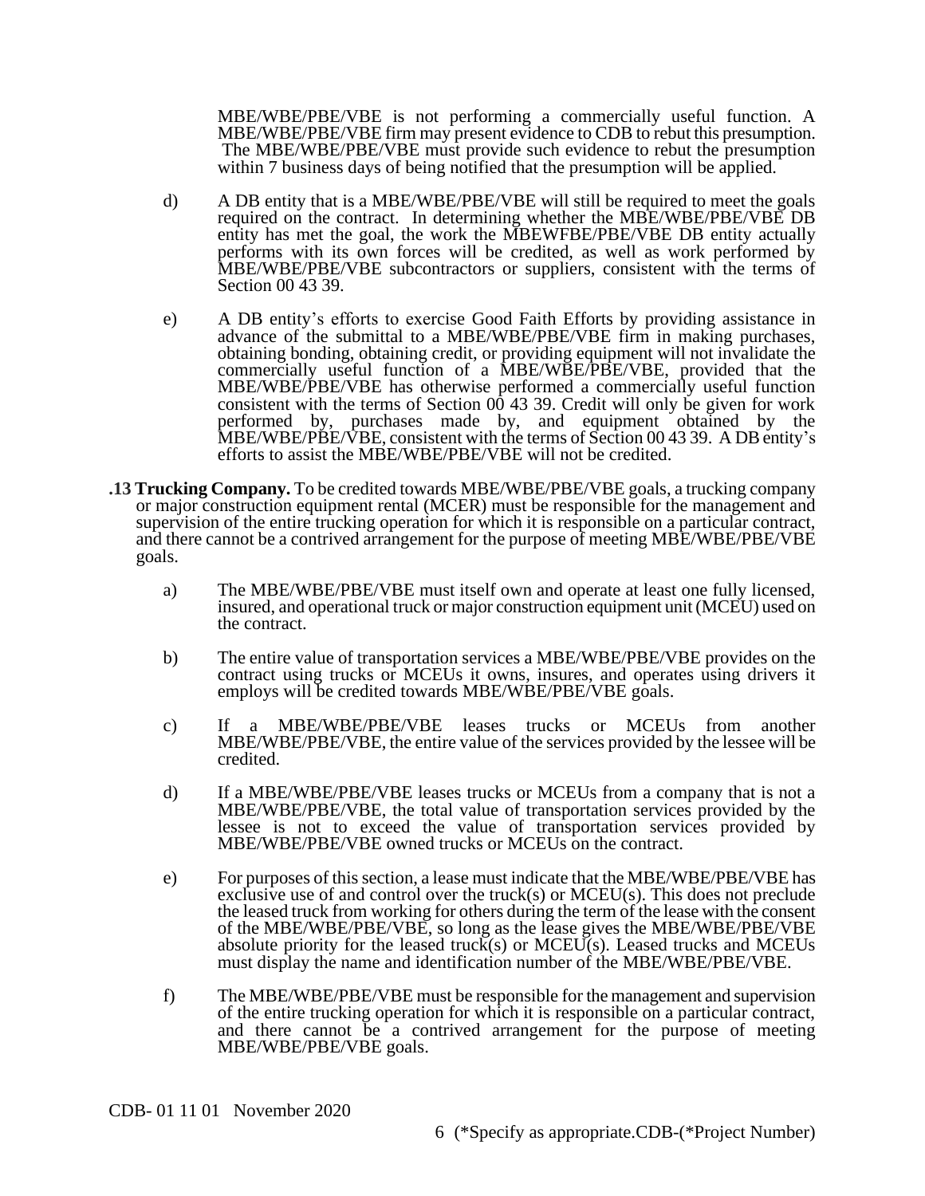MBE/WBE/PBE/VBE is not performing a commercially useful function. A MBE/WBE/PBE/VBE firm may present evidence to CDB to rebut this presumption. The MBE/WBE/PBE/VBE must provide such evidence to rebut the presumption within 7 business days of being notified that the presumption will be applied.

d) A DB entity that is a MBE/WBE/PBE/VBE will still be required to meet the goals required on the contract. In determining whether the MBE/WBE/PBE/VBE DB entity has met the goal, the work the MBEWFBE/PBE/VBE DB entity actually performs with its own forces will be credited, as well as work performed by MBE/WBE/PBE/VBE subcontractors or suppliers, consistent with the terms of Section 00 43 39.

e) A DB entity's efforts to exercise Good Faith Efforts by providing assistance in advance of the submittal to a MBE/WBE/PBE/VBE firm in making purchases, obtaining bonding, obtaining credit, or providing equipment will not invalidate the commercially useful function of a MBE/WBE/PBE/VBE, provided that the MBE/WBE/PBE/VBE has otherwise performed a commercially useful function consistent with the terms of Section 00 43 39. Credit will only be given for work performed by, purchases made by, and equipment obtained by the MBE/WBE/PBE/VBE, consistent with the terms of Section 00 43 39. A DB entity's efforts to assist the MBE/WBE/PBE/VBE will not be credited.

**.13 Trucking Company.** To be credited towards MBE/WBE/PBE/VBE goals, a trucking company or major construction equipment rental (MCER) must be responsible for the management and supervision of the entire trucking operation for which it is responsible on a particular contract, and there cannot be a contrived arrangement for the purpose of meeting MBE/WBE/PBE/VBE goals.

a) The MBE/WBE/PBE/VBE must itself own and operate at least one fully licensed, insured, and operational truck or major construction equipment unit (MCEU) used on the contract.

b) The entire value of transportation services a MBE/WBE/PBE/VBE provides on the contract using trucks or MCEUs it owns, insures, and operates using drivers it employs will be credited towards MBE/WBE/PBE/VBE goals.

c) If a MBE/WBE/PBE/VBE leases trucks or MCEUs from another MBE/WBE/PBE/VBE, the entire value of the services provided by the lessee will be credited.

d) If a MBE/WBE/PBE/VBE leases trucks or MCEUs from a company that is not a MBE/WBE/PBE/VBE, the total value of transportation services provided by the lessee is not to exceed the value of transportation services provided by MBE/WBE/PBE/VBE owned trucks or MCEUs on the contract.

e) For purposes of this section, a lease must indicate that the MBE/WBE/PBE/VBE has exclusive use of and control over the truck(s) or MCEU(s). This does not preclude the leased truck from working for others during the term of the lease with the consent of the MBE/WBE/PBE/VBE, so long as the lease gives the MBE/WBE/PBE/VBE absolute priority for the leased truck(s) or MCEU(s). Leased trucks and MCEUs must display the name and identification number of the MBE/WBE/PBE/VBE.

f) The MBE/WBE/PBE/VBE must be responsible for the management and supervision of the entire trucking operation for which it is responsible on a particular contract, and there cannot be a contrived arrangement for the purpose of meeting MBE/WBE/PBE/VBE goals.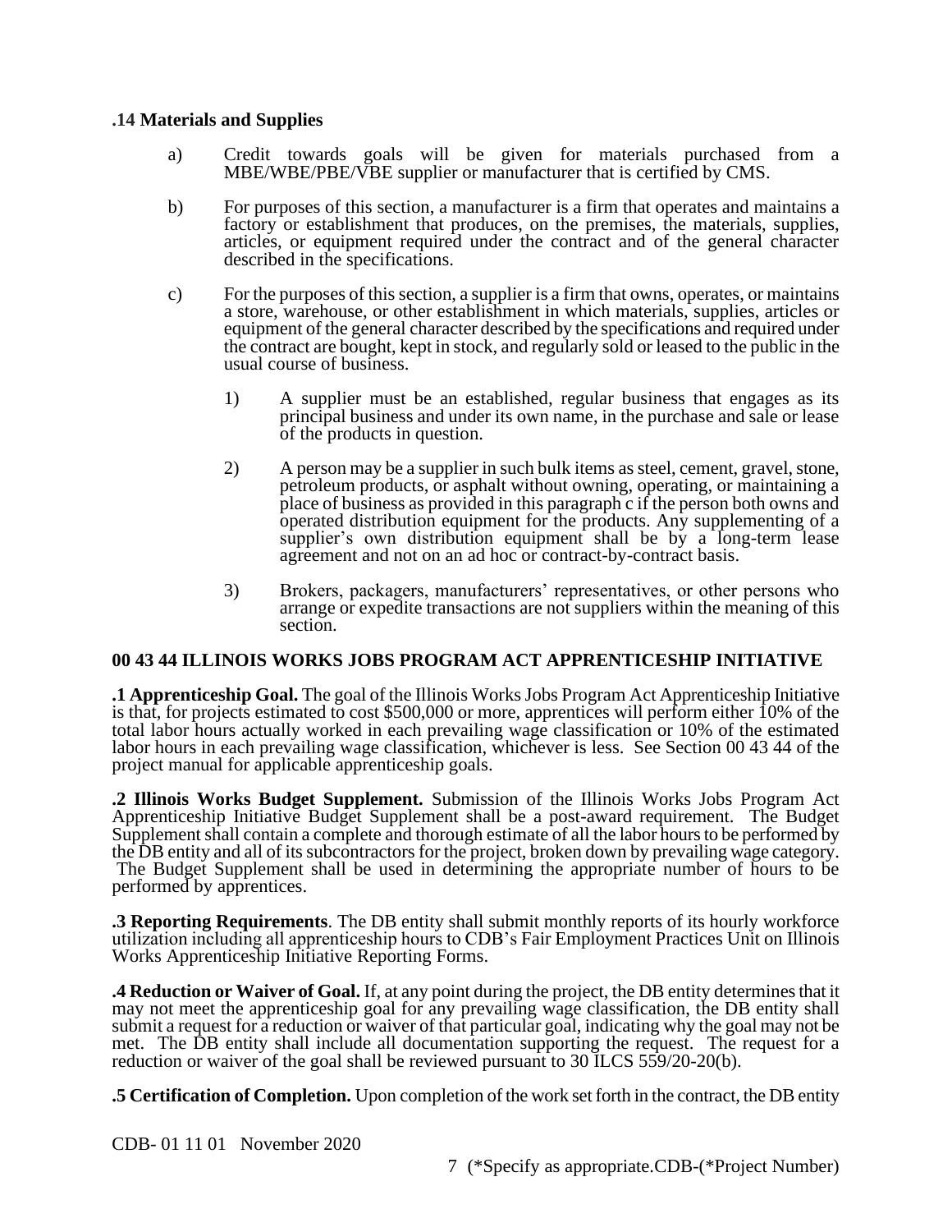**.14 Materials and Supplies**

a) Credit towards goals will be given for materials purchased from a MBE/WBE/PBE/VBE supplier or manufacturer that is certified by CMS.

b) For purposes of this section, a manufacturer is a firm that operates and maintains a factory or establishment that produces, on the premises, the materials, supplies, articles, or equipment required under the contract and of the general character described in the specifications.

c) For the purposes of this section, a supplier is a firm that owns, operates, or maintains a store, warehouse, or other establishment in which materials, supplies, articles or equipment of the general character described by the specifications and required under the contract are bought, kept in stock, and regularly sold or leased to the public in the usual course of business.

1) A supplier must be an established, regular business that engages as its principal business and under its own name, in the purchase and sale or lease of the products in question.

2) A person may be a supplier in such bulk items as steel, cement, gravel, stone, petroleum products, or asphalt without owning, operating, or maintaining a place of business as provided in this paragraph c if the person both owns and operated distribution equipment for the products. Any supplementing of a supplier's own distribution equipment shall be by a long-term lease agreement and not on an ad hoc or contract-by-contract basis.

3) Brokers, packagers, manufacturers' representatives, or other persons who arrange or expedite transactions are not suppliers within the meaning of this section.

## 00 43 44 ILLINOIS WORKS JOBS PROGRAM ACT APPRENTICESHIP INITIATIVE

**.1 Apprenticeship Goal.** The goal of the Illinois Works Jobs Program Act Apprenticeship Initiative is that, for projects estimated to cost $500,000 or more, apprentices will perform either 10% of the total labor hours actually worked in each prevailing wage classification or 10% of the estimated labor hours in each prevailing wage classification, whichever is less. See Section 00 43 44 of the project manual for applicable apprenticeship goals.

**.2 Illinois Works Budget Supplement.** Submission of the Illinois Works Jobs Program Act Apprenticeship Initiative Budget Supplement shall be a post-award requirement. The Budget Supplement shall contain a complete and thorough estimate of all the labor hours to be performed by the DB entity and all of its subcontractors for the project, broken down by prevailing wage category. The Budget Supplement shall be used in determining the appropriate number of hours to be performed by apprentices.

**.3 Reporting Requirements**. The DB entity shall submit monthly reports of its hourly workforce utilization including all apprenticeship hours to CDB's Fair Employment Practices Unit on Illinois Works Apprenticeship Initiative Reporting Forms.

**.4 Reduction or Waiver of Goal.** If, at any point during the project, the DB entity determines that it may not meet the apprenticeship goal for any prevailing wage classification, the DB entity shall submit a request for a reduction or waiver of that particular goal, indicating why the goal may not be met. The DB entity shall include all documentation supporting the request. The request for a reduction or waiver of the goal shall be reviewed pursuant to 30 ILCS 559/20-20(b).

**.5 Certification of Completion.** Upon completion of the work set forth in the contract, the DB entity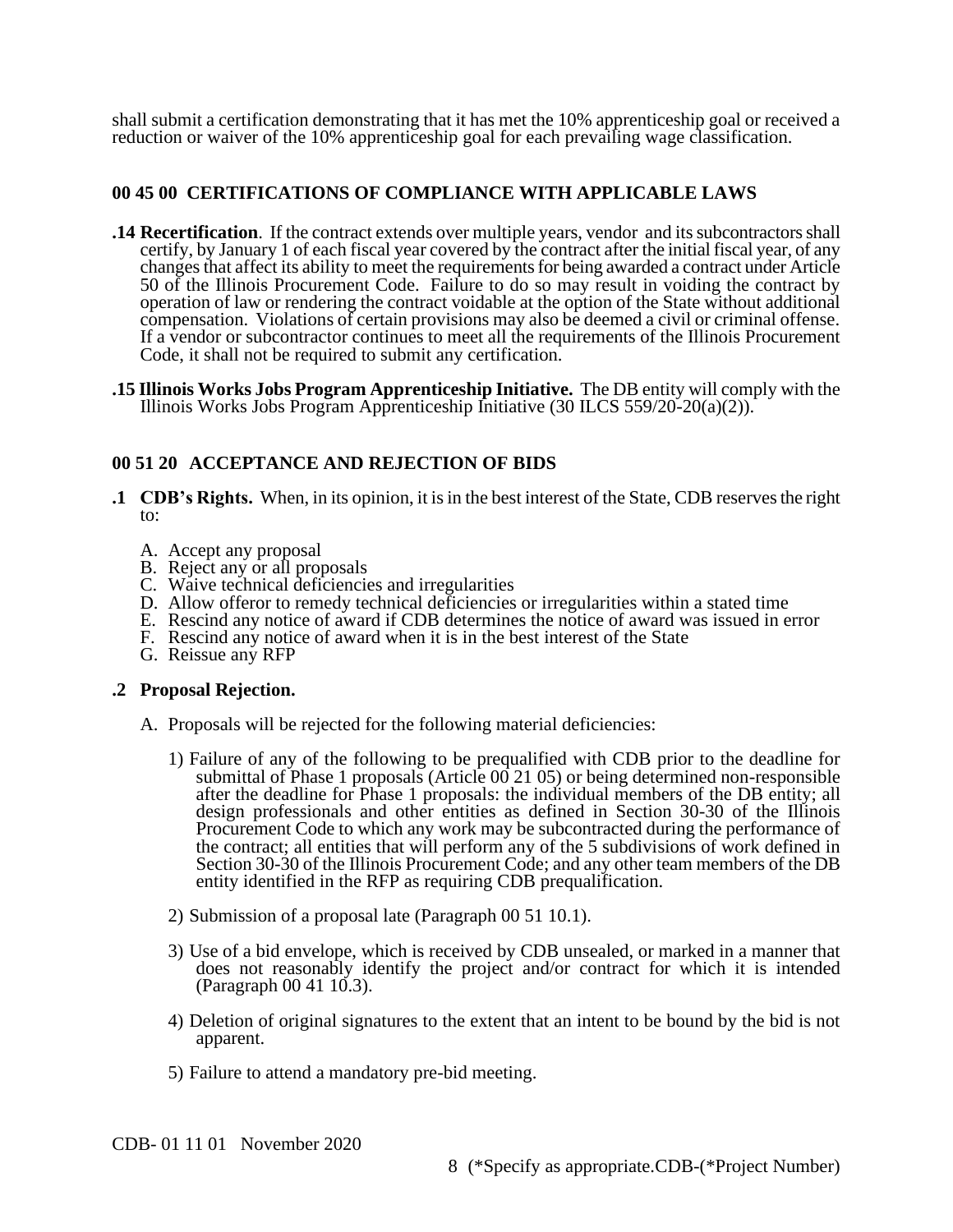shall submit a certification demonstrating that it has met the 10% apprenticeship goal or received a reduction or waiver of the 10% apprenticeship goal for each prevailing wage classification.

## 00 45 00 CERTIFICATIONS OF COMPLIANCE WITH APPLICABLE LAWS

**.14 Recertification**. If the contract extends over multiple years, vendor and its subcontractors shall certify, by January 1 of each fiscal year covered by the contract after the initial fiscal year, of any changes that affect its ability to meet the requirements for being awarded a contract under Article 50 of the Illinois Procurement Code. Failure to do so may result in voiding the contract by operation of law or rendering the contract voidable at the option of the State without additional compensation. Violations of certain provisions may also be deemed a civil or criminal offense. If a vendor or subcontractor continues to meet all the requirements of the Illinois Procurement Code, it shall not be required to submit any certification.

**.15 Illinois Works Jobs Program Apprenticeship Initiative.** The DB entity will comply with the Illinois Works Jobs Program Apprenticeship Initiative (30 ILCS 559/20-20(a)(2)).

## 00 51 20 ACCEPTANCE AND REJECTION OF BIDS

**.1 CDB's Rights.** When, in its opinion, it is in the best interest of the State, CDB reserves the right to:

A. Accept any proposal
B. Reject any or all proposals
C. Waive technical deficiencies and irregularities
D. Allow offeror to remedy technical deficiencies or irregularities within a stated time
E. Rescind any notice of award if CDB determines the notice of award was issued in error
F. Rescind any notice of award when it is in the best interest of the State
G. Reissue any RFP

**.2 Proposal Rejection.**

A. Proposals will be rejected for the following material deficiencies:

1) Failure of any of the following to be prequalified with CDB prior to the deadline for submittal of Phase 1 proposals (Article 00 21 05) or being determined non-responsible after the deadline for Phase 1 proposals: the individual members of the DB entity; all design professionals and other entities as defined in Section 30-30 of the Illinois Procurement Code to which any work may be subcontracted during the performance of the contract; all entities that will perform any of the 5 subdivisions of work defined in Section 30-30 of the Illinois Procurement Code; and any other team members of the DB entity identified in the RFP as requiring CDB prequalification.

2) Submission of a proposal late (Paragraph 00 51 10.1).

3) Use of a bid envelope, which is received by CDB unsealed, or marked in a manner that does not reasonably identify the project and/or contract for which it is intended (Paragraph 00 41 10.3).

4) Deletion of original signatures to the extent that an intent to be bound by the bid is not apparent.

5) Failure to attend a mandatory pre-bid meeting.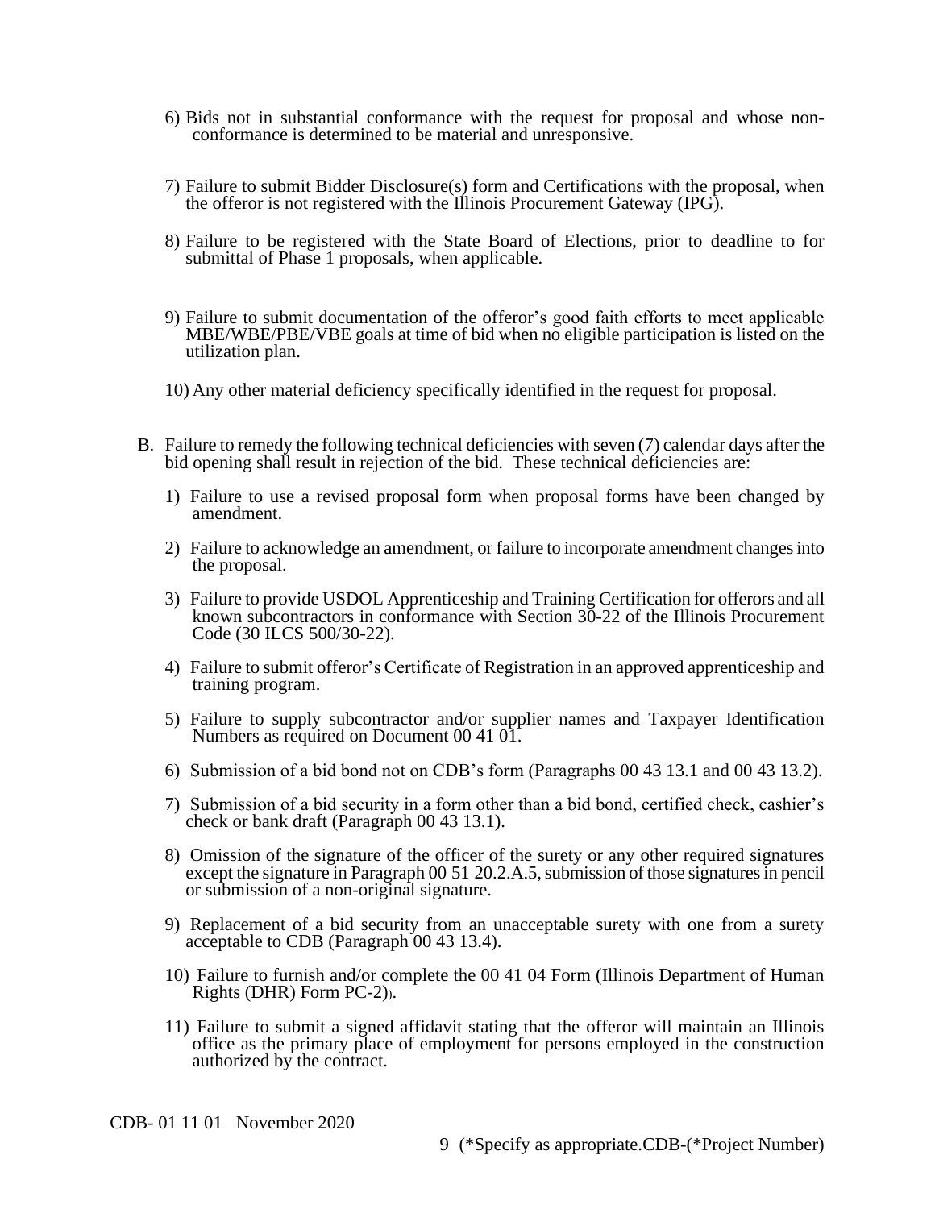6) Bids not in substantial conformance with the request for proposal and whose non-conformance is determined to be material and unresponsive.

7) Failure to submit Bidder Disclosure(s) form and Certifications with the proposal, when the offeror is not registered with the Illinois Procurement Gateway (IPG).

8) Failure to be registered with the State Board of Elections, prior to deadline to for submittal of Phase 1 proposals, when applicable.

9) Failure to submit documentation of the offeror's good faith efforts to meet applicable MBE/WBE/PBE/VBE goals at time of bid when no eligible participation is listed on the utilization plan.

10) Any other material deficiency specifically identified in the request for proposal.

B. Failure to remedy the following technical deficiencies with seven (7) calendar days after the bid opening shall result in rejection of the bid. These technical deficiencies are:

1) Failure to use a revised proposal form when proposal forms have been changed by amendment.

2) Failure to acknowledge an amendment, or failure to incorporate amendment changes into the proposal.

3) Failure to provide USDOL Apprenticeship and Training Certification for offerors and all known subcontractors in conformance with Section 30-22 of the Illinois Procurement Code (30 ILCS 500/30-22).

4) Failure to submit offeror's Certificate of Registration in an approved apprenticeship and training program.

5) Failure to supply subcontractor and/or supplier names and Taxpayer Identification Numbers as required on Document 00 41 01.

6) Submission of a bid bond not on CDB's form (Paragraphs 00 43 13.1 and 00 43 13.2).

7) Submission of a bid security in a form other than a bid bond, certified check, cashier's check or bank draft (Paragraph 00 43 13.1).

8) Omission of the signature of the officer of the surety or any other required signatures except the signature in Paragraph 00 51 20.2.A.5, submission of those signatures in pencil or submission of a non-original signature.

9) Replacement of a bid security from an unacceptable surety with one from a surety acceptable to CDB (Paragraph 00 43 13.4).

10) Failure to furnish and/or complete the 00 41 04 Form (Illinois Department of Human Rights (DHR) Form PC-2)).

11) Failure to submit a signed affidavit stating that the offeror will maintain an Illinois office as the primary place of employment for persons employed in the construction authorized by the contract.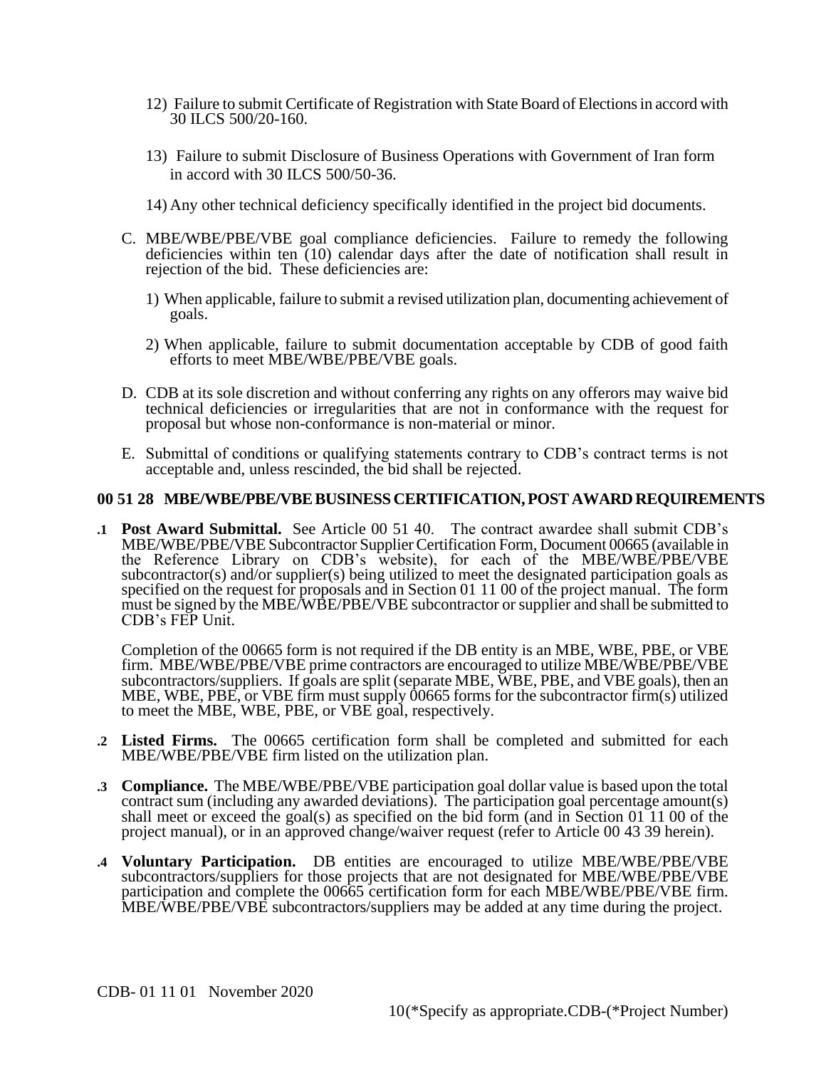12) Failure to submit Certificate of Registration with State Board of Elections in accord with 30 ILCS 500/20-160.

13) Failure to submit Disclosure of Business Operations with Government of Iran form in accord with 30 ILCS 500/50-36.

14) Any other technical deficiency specifically identified in the project bid documents.

C. MBE/WBE/PBE/VBE goal compliance deficiencies. Failure to remedy the following deficiencies within ten (10) calendar days after the date of notification shall result in rejection of the bid. These deficiencies are:

1) When applicable, failure to submit a revised utilization plan, documenting achievement of goals.

2) When applicable, failure to submit documentation acceptable by CDB of good faith efforts to meet MBE/WBE/PBE/VBE goals.

D. CDB at its sole discretion and without conferring any rights on any offerors may waive bid technical deficiencies or irregularities that are not in conformance with the request for proposal but whose non-conformance is non-material or minor.

E. Submittal of conditions or qualifying statements contrary to CDB's contract terms is not acceptable and, unless rescinded, the bid shall be rejected.

### 00 51 28 MBE/WBE/PBE/VBE BUSINESS CERTIFICATION, POST AWARD REQUIREMENTS

**.1 Post Award Submittal.** See Article 00 51 40. The contract awardee shall submit CDB's MBE/WBE/PBE/VBE Subcontractor Supplier Certification Form, Document 00665 (available in the Reference Library on CDB's website), for each of the MBE/WBE/PBE/VBE subcontractor(s) and/or supplier(s) being utilized to meet the designated participation goals as specified on the request for proposals and in Section 01 11 00 of the project manual. The form must be signed by the MBE/WBE/PBE/VBE subcontractor or supplier and shall be submitted to CDB's FEP Unit.

Completion of the 00665 form is not required if the DB entity is an MBE, WBE, PBE, or VBE firm. MBE/WBE/PBE/VBE prime contractors are encouraged to utilize MBE/WBE/PBE/VBE subcontractors/suppliers. If goals are split (separate MBE, WBE, PBE, and VBE goals), then an MBE, WBE, PBE, or VBE firm must supply 00665 forms for the subcontractor firm(s) utilized to meet the MBE, WBE, PBE, or VBE goal, respectively.

**.2 Listed Firms.** The 00665 certification form shall be completed and submitted for each MBE/WBE/PBE/VBE firm listed on the utilization plan.

**.3 Compliance.** The MBE/WBE/PBE/VBE participation goal dollar value is based upon the total contract sum (including any awarded deviations). The participation goal percentage amount(s) shall meet or exceed the goal(s) as specified on the bid form (and in Section 01 11 00 of the project manual), or in an approved change/waiver request (refer to Article 00 43 39 herein).

**.4 Voluntary Participation.** DB entities are encouraged to utilize MBE/WBE/PBE/VBE subcontractors/suppliers for those projects that are not designated for MBE/WBE/PBE/VBE participation and complete the 00665 certification form for each MBE/WBE/PBE/VBE firm. MBE/WBE/PBE/VBE subcontractors/suppliers may be added at any time during the project.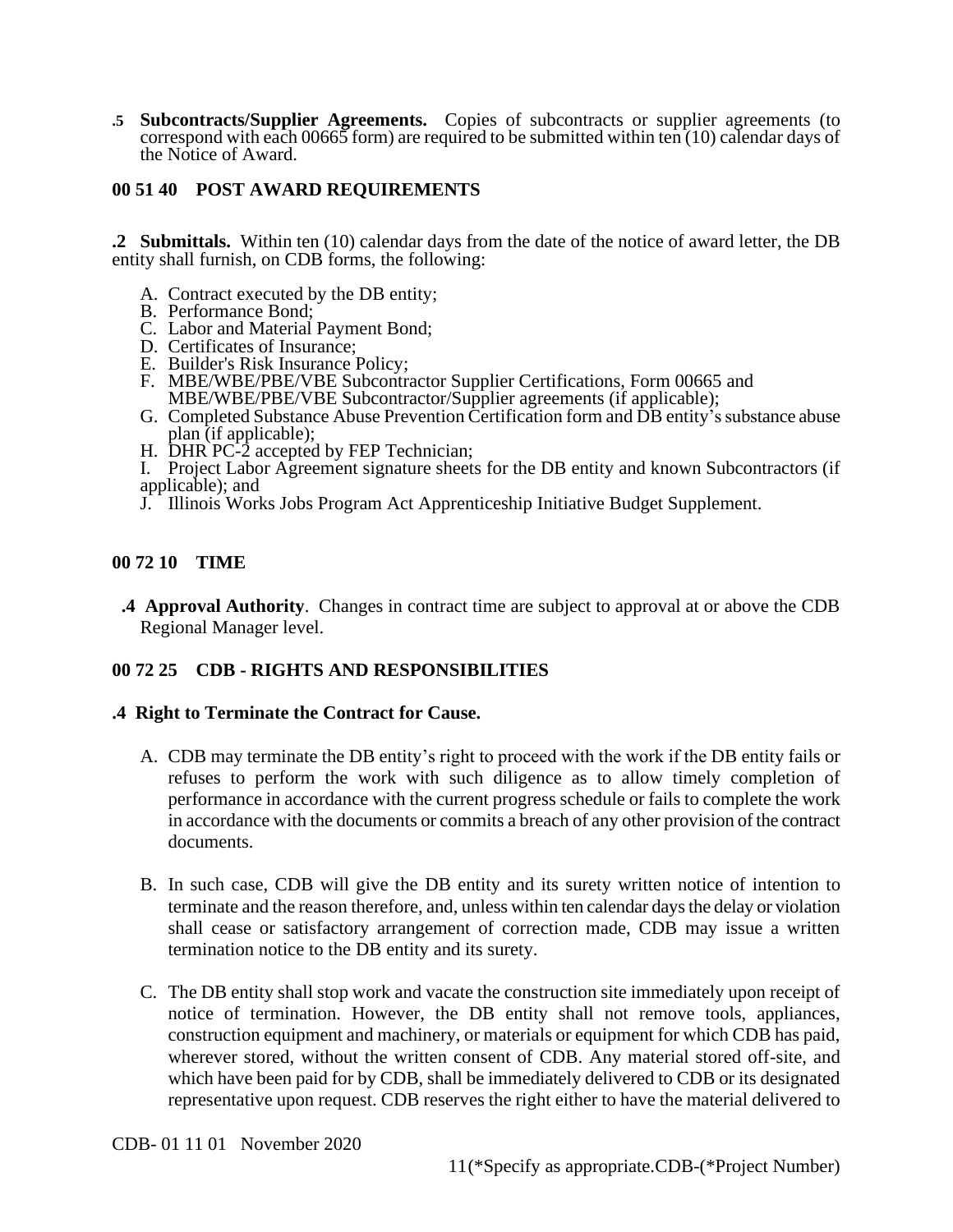**.5 Subcontracts/Supplier Agreements.** Copies of subcontracts or supplier agreements (to correspond with each 00665 form) are required to be submitted within ten (10) calendar days of the Notice of Award.

## 00 51 40 POST AWARD REQUIREMENTS

**.2 Submittals.** Within ten (10) calendar days from the date of the notice of award letter, the DB entity shall furnish, on CDB forms, the following:

A. Contract executed by the DB entity;
B. Performance Bond;
C. Labor and Material Payment Bond;
D. Certificates of Insurance;
E. Builder's Risk Insurance Policy;
F. MBE/WBE/PBE/VBE Subcontractor Supplier Certifications, Form 00665 and MBE/WBE/PBE/VBE Subcontractor/Supplier agreements (if applicable);
G. Completed Substance Abuse Prevention Certification form and DB entity's substance abuse plan (if applicable);
H. DHR PC-2 accepted by FEP Technician;
I. Project Labor Agreement signature sheets for the DB entity and known Subcontractors (if applicable); and
J. Illinois Works Jobs Program Act Apprenticeship Initiative Budget Supplement.

## 00 72 10 TIME

**.4 Approval Authority**. Changes in contract time are subject to approval at or above the CDB Regional Manager level.

## 00 72 25 CDB - RIGHTS AND RESPONSIBILITIES

**.4 Right to Terminate the Contract for Cause.**

A. CDB may terminate the DB entity's right to proceed with the work if the DB entity fails or refuses to perform the work with such diligence as to allow timely completion of performance in accordance with the current progress schedule or fails to complete the work in accordance with the documents or commits a breach of any other provision of the contract documents.

B. In such case, CDB will give the DB entity and its surety written notice of intention to terminate and the reason therefore, and, unless within ten calendar days the delay or violation shall cease or satisfactory arrangement of correction made, CDB may issue a written termination notice to the DB entity and its surety.

C. The DB entity shall stop work and vacate the construction site immediately upon receipt of notice of termination. However, the DB entity shall not remove tools, appliances, construction equipment and machinery, or materials or equipment for which CDB has paid, wherever stored, without the written consent of CDB. Any material stored off-site, and which have been paid for by CDB, shall be immediately delivered to CDB or its designated representative upon request. CDB reserves the right either to have the material delivered to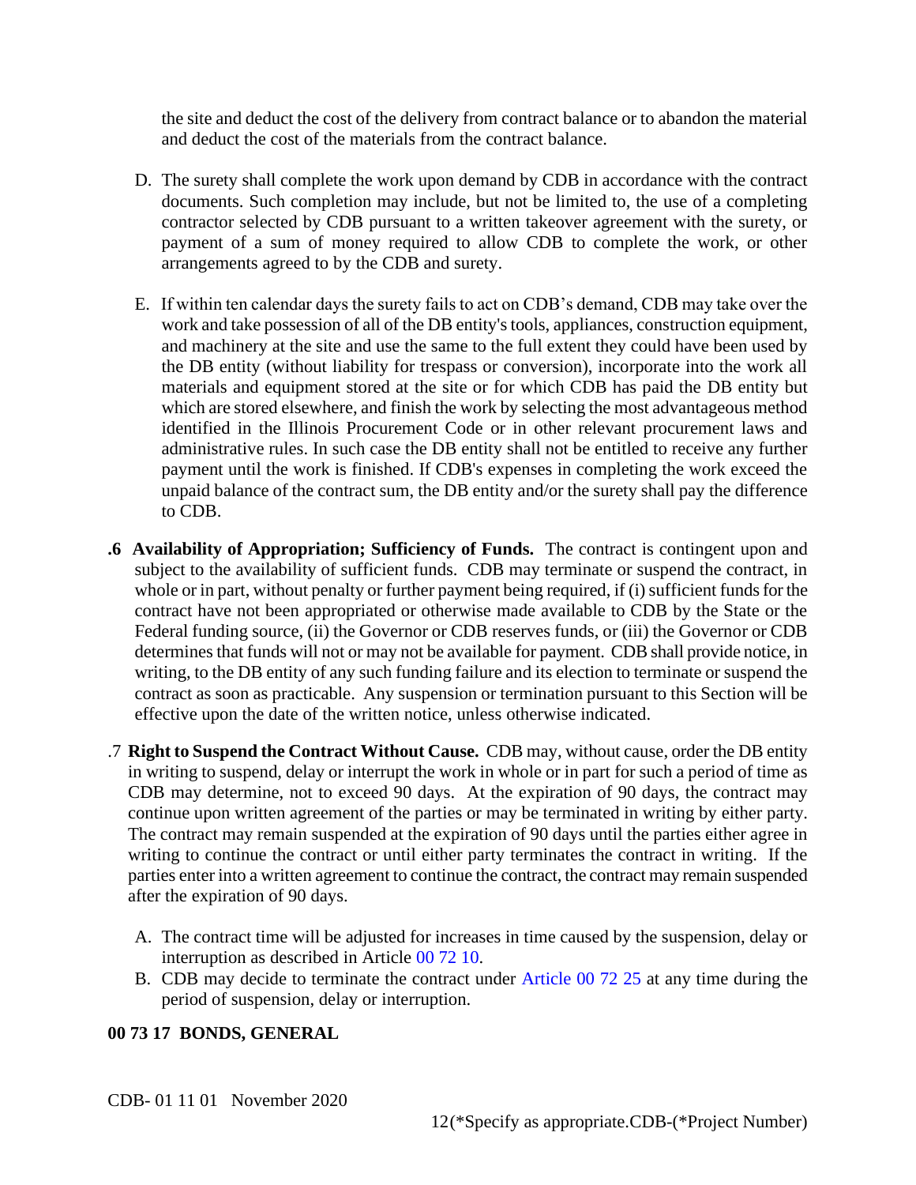the site and deduct the cost of the delivery from contract balance or to abandon the material and deduct the cost of the materials from the contract balance.

D. The surety shall complete the work upon demand by CDB in accordance with the contract documents. Such completion may include, but not be limited to, the use of a completing contractor selected by CDB pursuant to a written takeover agreement with the surety, or payment of a sum of money required to allow CDB to complete the work, or other arrangements agreed to by the CDB and surety.

E. If within ten calendar days the surety fails to act on CDB's demand, CDB may take over the work and take possession of all of the DB entity's tools, appliances, construction equipment, and machinery at the site and use the same to the full extent they could have been used by the DB entity (without liability for trespass or conversion), incorporate into the work all materials and equipment stored at the site or for which CDB has paid the DB entity but which are stored elsewhere, and finish the work by selecting the most advantageous method identified in the Illinois Procurement Code or in other relevant procurement laws and administrative rules. In such case the DB entity shall not be entitled to receive any further payment until the work is finished. If CDB's expenses in completing the work exceed the unpaid balance of the contract sum, the DB entity and/or the surety shall pay the difference to CDB.

**.6 Availability of Appropriation; Sufficiency of Funds.** The contract is contingent upon and subject to the availability of sufficient funds. CDB may terminate or suspend the contract, in whole or in part, without penalty or further payment being required, if (i) sufficient funds for the contract have not been appropriated or otherwise made available to CDB by the State or the Federal funding source, (ii) the Governor or CDB reserves funds, or (iii) the Governor or CDB determines that funds will not or may not be available for payment. CDB shall provide notice, in writing, to the DB entity of any such funding failure and its election to terminate or suspend the contract as soon as practicable. Any suspension or termination pursuant to this Section will be effective upon the date of the written notice, unless otherwise indicated.

.7 **Right to Suspend the Contract Without Cause.** CDB may, without cause, order the DB entity in writing to suspend, delay or interrupt the work in whole or in part for such a period of time as CDB may determine, not to exceed 90 days. At the expiration of 90 days, the contract may continue upon written agreement of the parties or may be terminated in writing by either party. The contract may remain suspended at the expiration of 90 days until the parties either agree in writing to continue the contract or until either party terminates the contract in writing. If the parties enter into a written agreement to continue the contract, the contract may remain suspended after the expiration of 90 days.

A. The contract time will be adjusted for increases in time caused by the suspension, delay or interruption as described in Article 00 72 10.

B. CDB may decide to terminate the contract under Article 00 72 25 at any time during the period of suspension, delay or interruption.

**00 73 17 BONDS, GENERAL**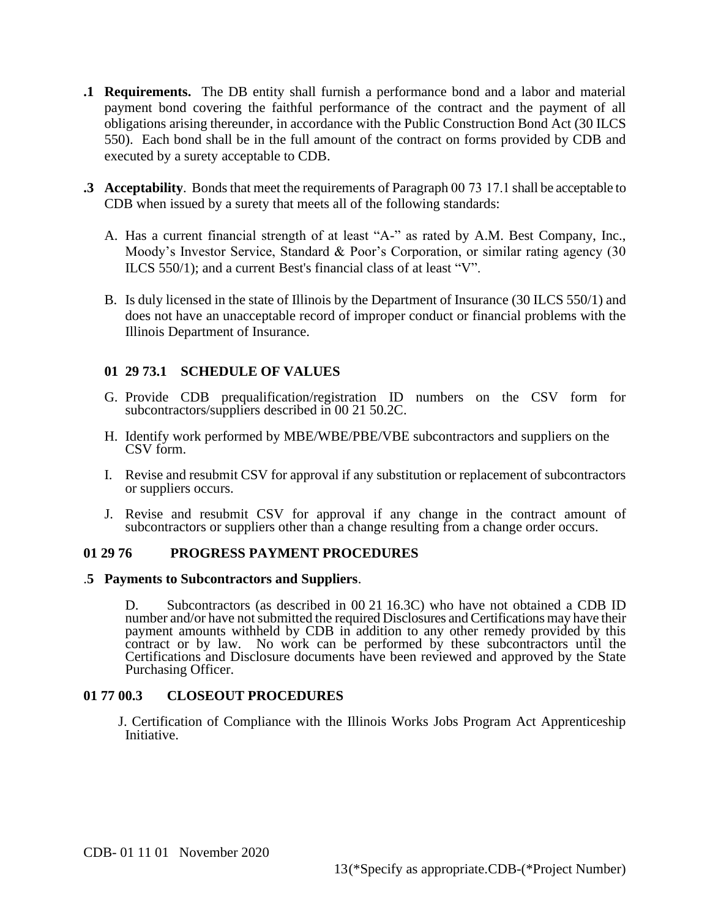**.1 Requirements.** The DB entity shall furnish a performance bond and a labor and material payment bond covering the faithful performance of the contract and the payment of all obligations arising thereunder, in accordance with the Public Construction Bond Act (30 ILCS 550). Each bond shall be in the full amount of the contract on forms provided by CDB and executed by a surety acceptable to CDB.

**.3 Acceptability**. Bonds that meet the requirements of Paragraph 00 73 17.1 shall be acceptable to CDB when issued by a surety that meets all of the following standards:

A. Has a current financial strength of at least "A-" as rated by A.M. Best Company, Inc., Moody's Investor Service, Standard & Poor's Corporation, or similar rating agency (30 ILCS 550/1); and a current Best's financial class of at least "V".

B. Is duly licensed in the state of Illinois by the Department of Insurance (30 ILCS 550/1) and does not have an unacceptable record of improper conduct or financial problems with the Illinois Department of Insurance.

### 01 29 73.1 SCHEDULE OF VALUES

G. Provide CDB prequalification/registration ID numbers on the CSV form for subcontractors/suppliers described in 00 21 50.2C.

H. Identify work performed by MBE/WBE/PBE/VBE subcontractors and suppliers on the CSV form.

I. Revise and resubmit CSV for approval if any substitution or replacement of subcontractors or suppliers occurs.

J. Revise and resubmit CSV for approval if any change in the contract amount of subcontractors or suppliers other than a change resulting from a change order occurs.

### 01 29 76 PROGRESS PAYMENT PROCEDURES

**.5 Payments to Subcontractors and Suppliers**.

D. Subcontractors (as described in 00 21 16.3C) who have not obtained a CDB ID number and/or have not submitted the required Disclosures and Certifications may have their payment amounts withheld by CDB in addition to any other remedy provided by this contract or by law. No work can be performed by these subcontractors until the Certifications and Disclosure documents have been reviewed and approved by the State Purchasing Officer.

### 01 77 00.3 CLOSEOUT PROCEDURES

J. Certification of Compliance with the Illinois Works Jobs Program Act Apprenticeship Initiative.